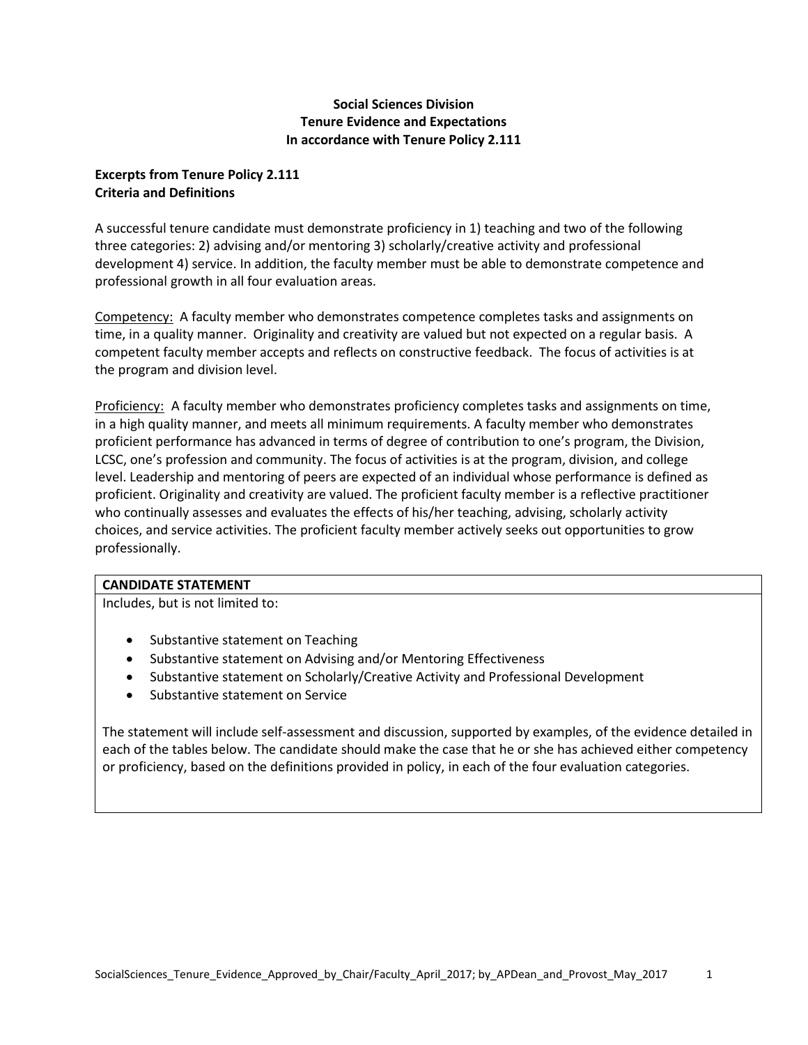# Social Sciences Division
# Tenure Evidence and Expectations
# In accordance with Tenure Policy 2.111

## Excerpts from Tenure Policy 2.111
## Criteria and Definitions

A successful tenure candidate must demonstrate proficiency in 1) teaching and two of the following three categories: 2) advising and/or mentoring 3) scholarly/creative activity and professional development 4) service. In addition, the faculty member must be able to demonstrate competence and professional growth in all four evaluation areas.

Competency: A faculty member who demonstrates competence completes tasks and assignments on time, in a quality manner. Originality and creativity are valued but not expected on a regular basis. A competent faculty member accepts and reflects on constructive feedback. The focus of activities is at the program and division level.

Proficiency: A faculty member who demonstrates proficiency completes tasks and assignments on time, in a high quality manner, and meets all minimum requirements. A faculty member who demonstrates proficient performance has advanced in terms of degree of contribution to one's program, the Division, LCSC, one's profession and community. The focus of activities is at the program, division, and college level. Leadership and mentoring of peers are expected of an individual whose performance is defined as proficient. Originality and creativity are valued. The proficient faculty member is a reflective practitioner who continually assesses and evaluates the effects of his/her teaching, advising, scholarly activity choices, and service activities. The proficient faculty member actively seeks out opportunities to grow professionally.

| **CANDIDATE STATEMENT** |
| --- |
| Includes, but is not limited to:<br><br>• Substantive statement on Teaching<br>• Substantive statement on Advising and/or Mentoring Effectiveness<br>• Substantive statement on Scholarly/Creative Activity and Professional Development<br>• Substantive statement on Service<br><br>The statement will include self-assessment and discussion, supported by examples, of the evidence detailed in each of the tables below. The candidate should make the case that he or she has achieved either competency or proficiency, based on the definitions provided in policy, in each of the four evaluation categories. |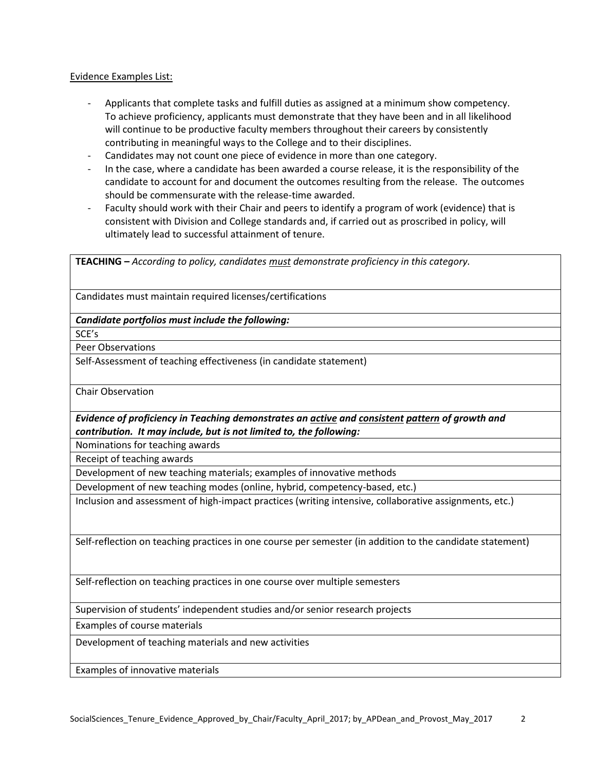Evidence Examples List:

- Applicants that complete tasks and fulfill duties as assigned at a minimum show competency. To achieve proficiency, applicants must demonstrate that they have been and in all likelihood will continue to be productive faculty members throughout their careers by consistently contributing in meaningful ways to the College and to their disciplines.
- Candidates may not count one piece of evidence in more than one category.
- In the case, where a candidate has been awarded a course release, it is the responsibility of the candidate to account for and document the outcomes resulting from the release. The outcomes should be commensurate with the release-time awarded.
- Faculty should work with their Chair and peers to identify a program of work (evidence) that is consistent with Division and College standards and, if carried out as proscribed in policy, will ultimately lead to successful attainment of tenure.

| **TEACHING –** *According to policy, candidates must demonstrate proficiency in this category.* |
|---|
| Candidates must maintain required licenses/certifications |
| ***Candidate portfolios must include the following:*** |
| SCE's |
| Peer Observations |
| Self-Assessment of teaching effectiveness (in candidate statement) |
| Chair Observation |
| ***Evidence of proficiency in Teaching demonstrates an active and consistent pattern of growth and contribution. It may include, but is not limited to, the following:*** |
| Nominations for teaching awards |
| Receipt of teaching awards |
| Development of new teaching materials; examples of innovative methods |
| Development of new teaching modes (online, hybrid, competency-based, etc.) |
| Inclusion and assessment of high-impact practices (writing intensive, collaborative assignments, etc.) |
| Self-reflection on teaching practices in one course per semester (in addition to the candidate statement) |
| Self-reflection on teaching practices in one course over multiple semesters |
| Supervision of students' independent studies and/or senior research projects |
| Examples of course materials |
| Development of teaching materials and new activities |
| Examples of innovative materials |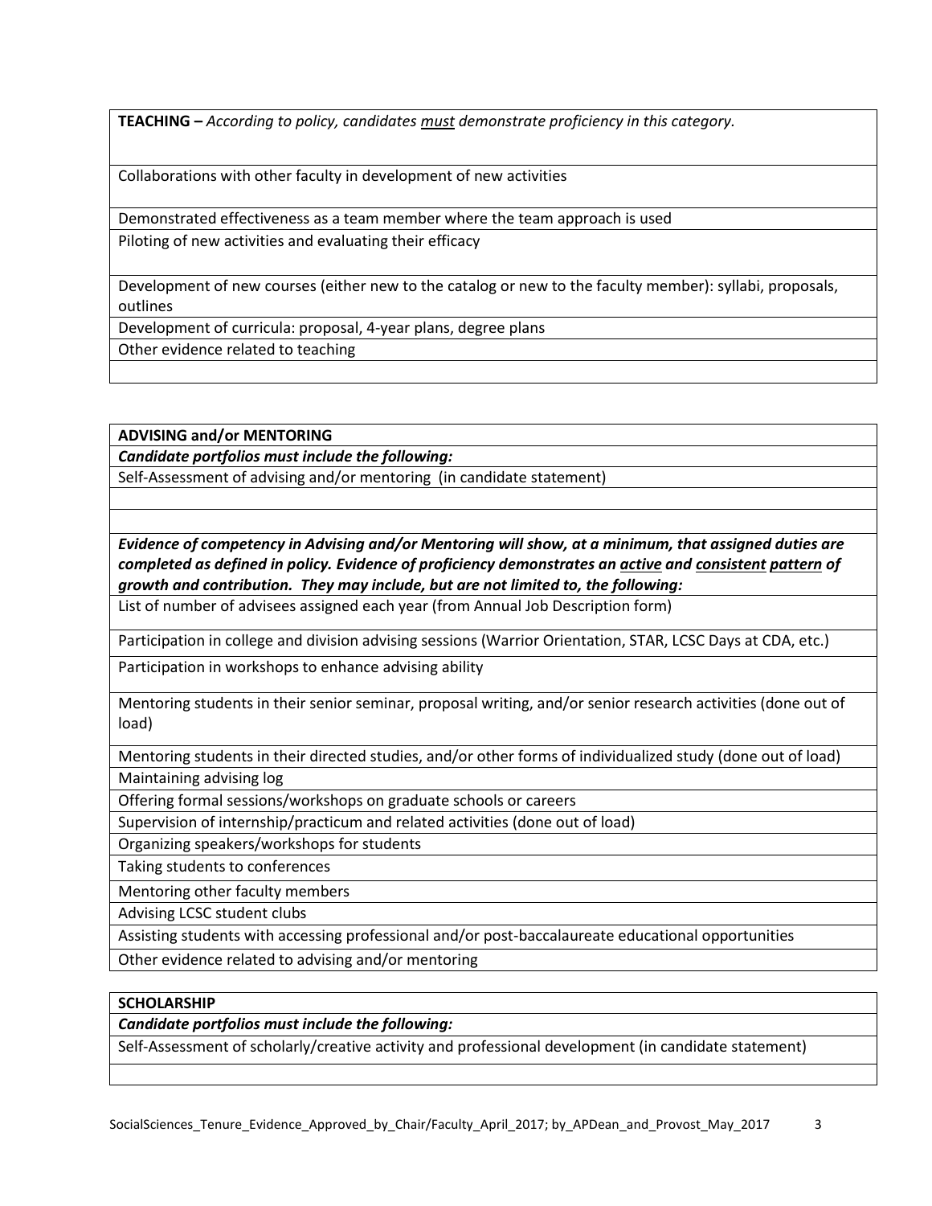| **TEACHING –** *According to policy, candidates <u>must</u> demonstrate proficiency in this category.* |
|---|
| Collaborations with other faculty in development of new activities |
| Demonstrated effectiveness as a team member where the team approach is used |
| Piloting of new activities and evaluating their efficacy |
| Development of new courses (either new to the catalog or new to the faculty member): syllabi, proposals, outlines |
| Development of curricula: proposal, 4-year plans, degree plans |
| Other evidence related to teaching |
| |

| **ADVISING and/or MENTORING** |
|---|
| ***Candidate portfolios must include the following:*** |
| Self-Assessment of advising and/or mentoring (in candidate statement) |
| |
| |
| ***Evidence of competency in Advising and/or Mentoring will show, at a minimum, that assigned duties are completed as defined in policy. Evidence of proficiency demonstrates an <u>active</u> and <u>consistent</u> <u>pattern</u> of growth and contribution. They may include, but are not limited to, the following:*** |
| List of number of advisees assigned each year (from Annual Job Description form) |
| Participation in college and division advising sessions (Warrior Orientation, STAR, LCSC Days at CDA, etc.) |
| Participation in workshops to enhance advising ability |
| Mentoring students in their senior seminar, proposal writing, and/or senior research activities (done out of load) |
| Mentoring students in their directed studies, and/or other forms of individualized study (done out of load) |
| Maintaining advising log |
| Offering formal sessions/workshops on graduate schools or careers |
| Supervision of internship/practicum and related activities (done out of load) |
| Organizing speakers/workshops for students |
| Taking students to conferences |
| Mentoring other faculty members |
| Advising LCSC student clubs |
| Assisting students with accessing professional and/or post-baccalaureate educational opportunities |
| Other evidence related to advising and/or mentoring |

| **SCHOLARSHIP** |
|---|
| ***Candidate portfolios must include the following:*** |
| Self-Assessment of scholarly/creative activity and professional development (in candidate statement) |
| |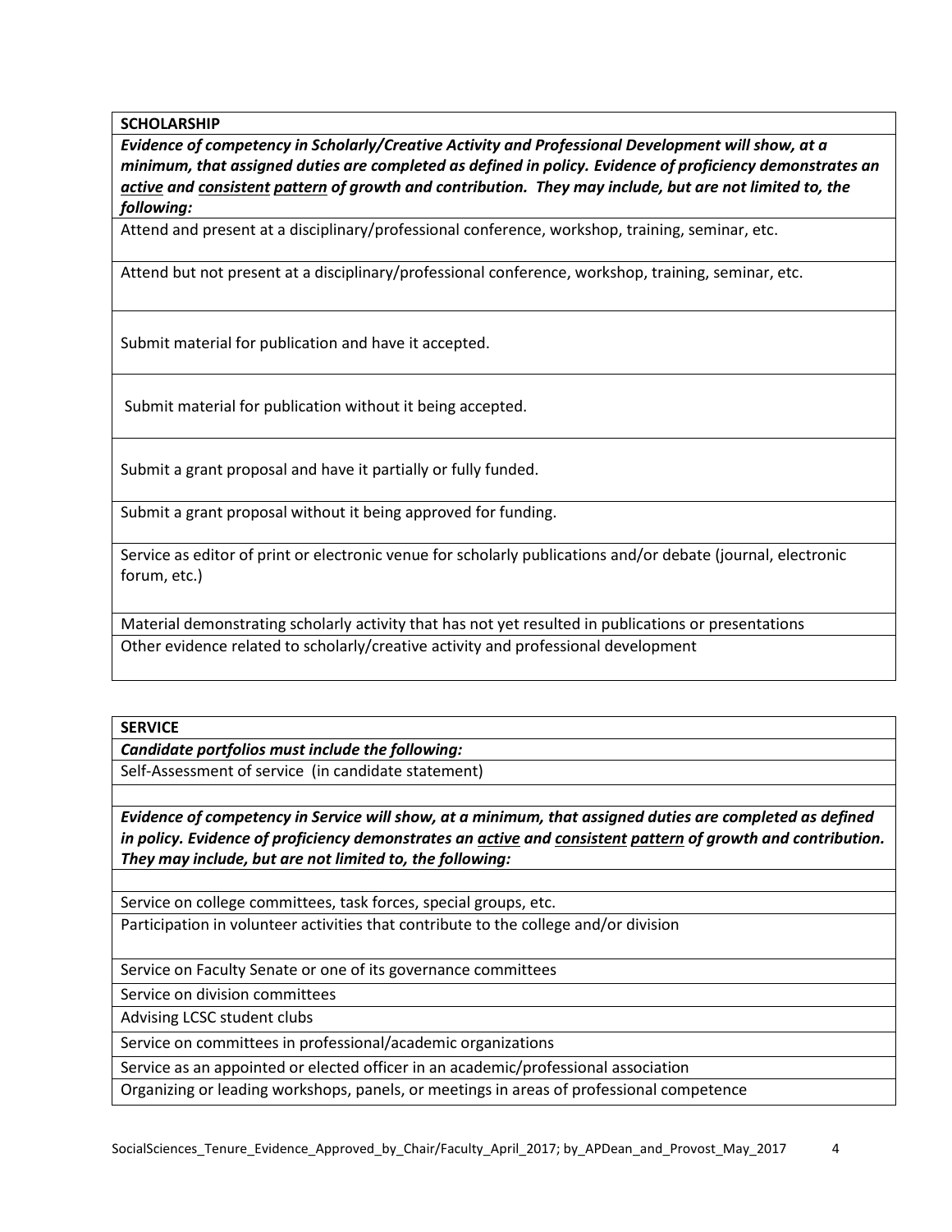| **SCHOLARSHIP** |
|---|
| ***Evidence of competency in Scholarly/Creative Activity and Professional Development will show, at a minimum, that assigned duties are completed as defined in policy. Evidence of proficiency demonstrates an active and consistent pattern of growth and contribution. They may include, but are not limited to, the following:*** |
| Attend and present at a disciplinary/professional conference, workshop, training, seminar, etc. |
| Attend but not present at a disciplinary/professional conference, workshop, training, seminar, etc. |
| Submit material for publication and have it accepted. |
| Submit material for publication without it being accepted. |
| Submit a grant proposal and have it partially or fully funded. |
| Submit a grant proposal without it being approved for funding. |
| Service as editor of print or electronic venue for scholarly publications and/or debate (journal, electronic forum, etc.) |
| Material demonstrating scholarly activity that has not yet resulted in publications or presentations |
| Other evidence related to scholarly/creative activity and professional development |

| **SERVICE** |
|---|
| ***Candidate portfolios must include the following:*** |
| Self-Assessment of service (in candidate statement) |
| |
| ***Evidence of competency in Service will show, at a minimum, that assigned duties are completed as defined in policy. Evidence of proficiency demonstrates an active and consistent pattern of growth and contribution. They may include, but are not limited to, the following:*** |
| |
| Service on college committees, task forces, special groups, etc. |
| Participation in volunteer activities that contribute to the college and/or division |
| Service on Faculty Senate or one of its governance committees |
| Service on division committees |
| Advising LCSC student clubs |
| Service on committees in professional/academic organizations |
| Service as an appointed or elected officer in an academic/professional association |
| Organizing or leading workshops, panels, or meetings in areas of professional competence |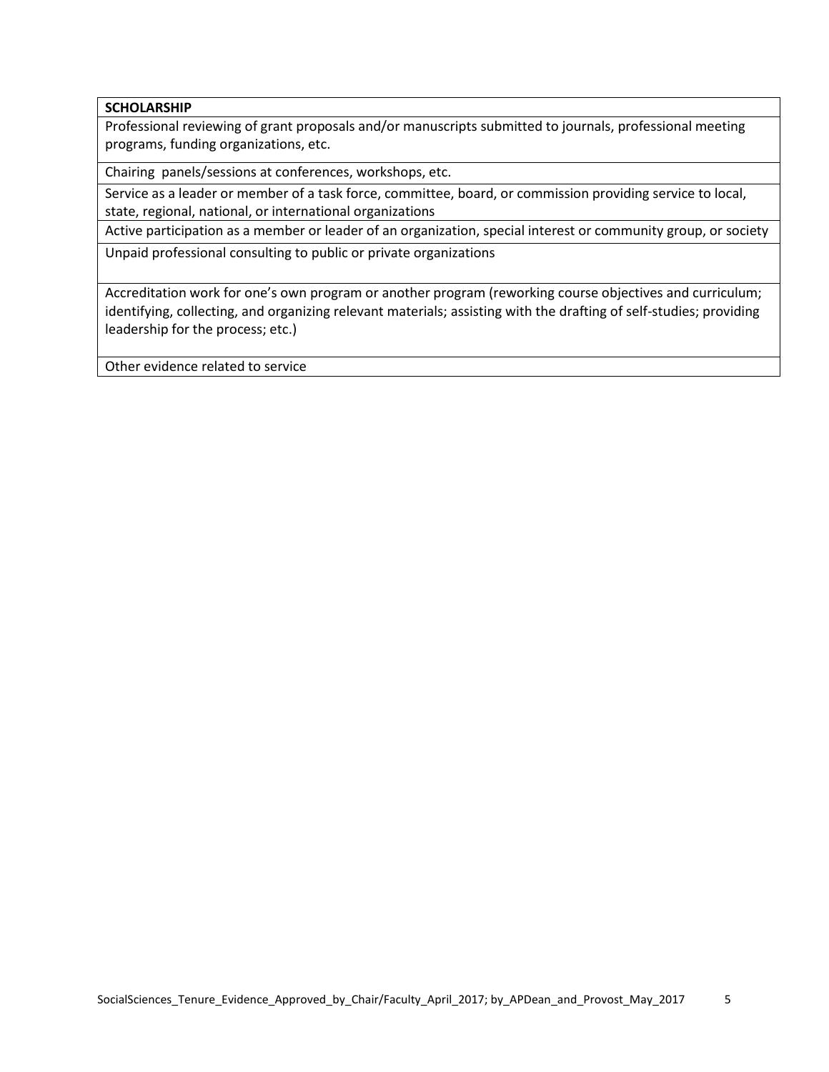| **SCHOLARSHIP** |
| --- |
| Professional reviewing of grant proposals and/or manuscripts submitted to journals, professional meeting programs, funding organizations, etc. |
| Chairing panels/sessions at conferences, workshops, etc. |
| Service as a leader or member of a task force, committee, board, or commission providing service to local, state, regional, national, or international organizations |
| Active participation as a member or leader of an organization, special interest or community group, or society |
| Unpaid professional consulting to public or private organizations |
| Accreditation work for one's own program or another program (reworking course objectives and curriculum; identifying, collecting, and organizing relevant materials; assisting with the drafting of self-studies; providing leadership for the process; etc.) |
| Other evidence related to service |

SocialSciences_Tenure_Evidence_Approved_by_Chair/Faculty_April_2017; by_APDean_and_Provost_May_2017